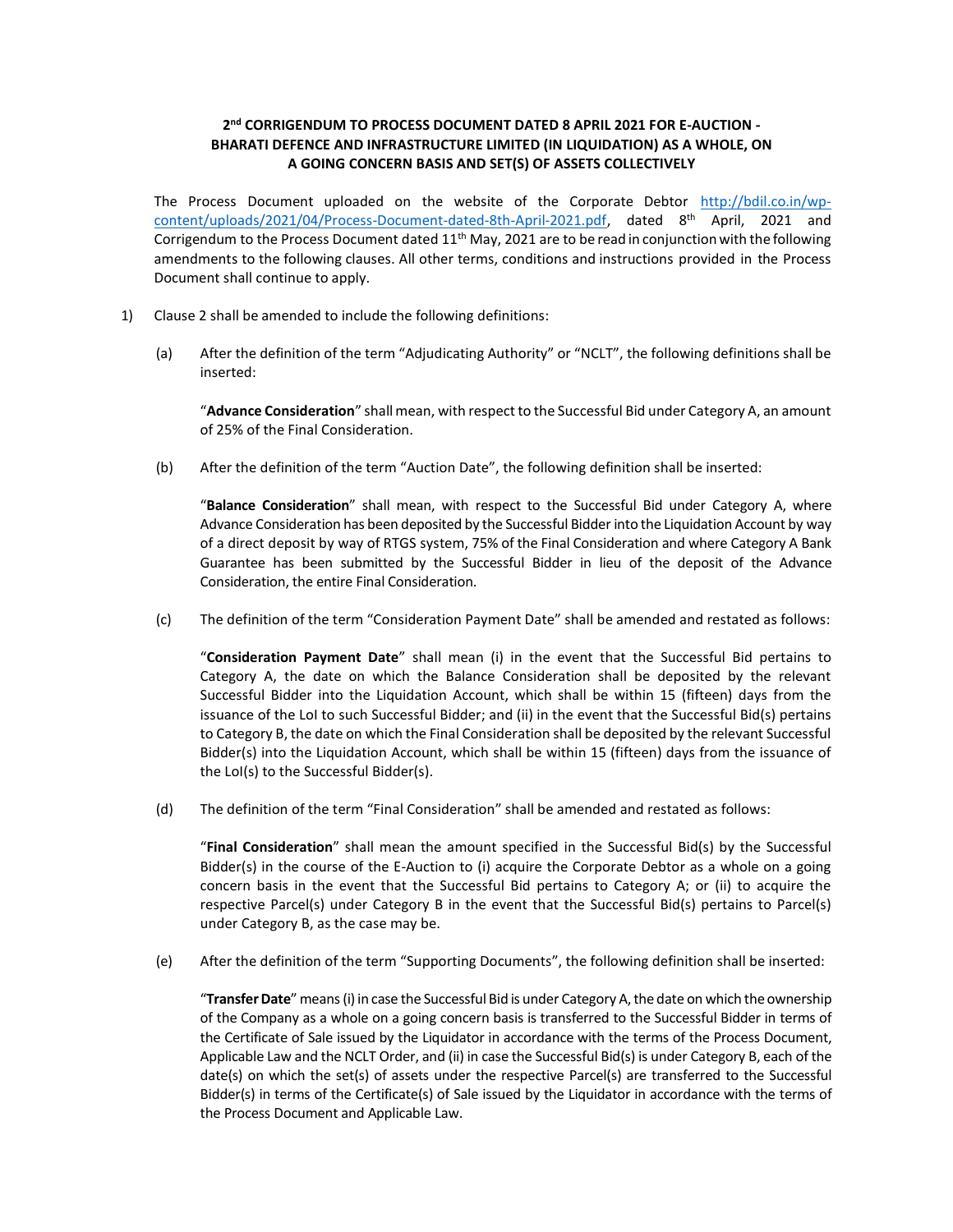## 2nd CORRIGENDUM TO PROCESS DOCUMENT DATED 8 APRIL 2021 FOR E-AUCTION - BHARATI DEFENCE AND INFRASTRUCTURE LIMITED (IN LIQUIDATION) AS A WHOLE, ON A GOING CONCERN BASIS AND SET(S) OF ASSETS COLLECTIVELY

The Process Document uploaded on the website of the Corporate Debtor http://bdil.co.in/wp-content/uploads/2021/04/Process-Document-dated-8th-April-2021.pdf, dated 8th April, 2021 and Corrigendum to the Process Document dated 11th May, 2021 are to be read in conjunction with the following amendments to the following clauses. All other terms, conditions and instructions provided in the Process Document shall continue to apply.

1) Clause 2 shall be amended to include the following definitions:

   (a) After the definition of the term "Adjudicating Authority" or "NCLT", the following definitions shall be inserted:

   "**Advance Consideration**" shall mean, with respect to the Successful Bid under Category A, an amount of 25% of the Final Consideration.

   (b) After the definition of the term "Auction Date", the following definition shall be inserted:

   "**Balance Consideration**" shall mean, with respect to the Successful Bid under Category A, where Advance Consideration has been deposited by the Successful Bidder into the Liquidation Account by way of a direct deposit by way of RTGS system, 75% of the Final Consideration and where Category A Bank Guarantee has been submitted by the Successful Bidder in lieu of the deposit of the Advance Consideration, the entire Final Consideration.

   (c) The definition of the term "Consideration Payment Date" shall be amended and restated as follows:

   "**Consideration Payment Date**" shall mean (i) in the event that the Successful Bid pertains to Category A, the date on which the Balance Consideration shall be deposited by the relevant Successful Bidder into the Liquidation Account, which shall be within 15 (fifteen) days from the issuance of the LoI to such Successful Bidder; and (ii) in the event that the Successful Bid(s) pertains to Category B, the date on which the Final Consideration shall be deposited by the relevant Successful Bidder(s) into the Liquidation Account, which shall be within 15 (fifteen) days from the issuance of the LoI(s) to the Successful Bidder(s).

   (d) The definition of the term "Final Consideration" shall be amended and restated as follows:

   "**Final Consideration**" shall mean the amount specified in the Successful Bid(s) by the Successful Bidder(s) in the course of the E-Auction to (i) acquire the Corporate Debtor as a whole on a going concern basis in the event that the Successful Bid pertains to Category A; or (ii) to acquire the respective Parcel(s) under Category B in the event that the Successful Bid(s) pertains to Parcel(s) under Category B, as the case may be.

   (e) After the definition of the term "Supporting Documents", the following definition shall be inserted:

   "**Transfer Date**" means (i) in case the Successful Bid is under Category A, the date on which the ownership of the Company as a whole on a going concern basis is transferred to the Successful Bidder in terms of the Certificate of Sale issued by the Liquidator in accordance with the terms of the Process Document, Applicable Law and the NCLT Order, and (ii) in case the Successful Bid(s) is under Category B, each of the date(s) on which the set(s) of assets under the respective Parcel(s) are transferred to the Successful Bidder(s) in terms of the Certificate(s) of Sale issued by the Liquidator in accordance with the terms of the Process Document and Applicable Law.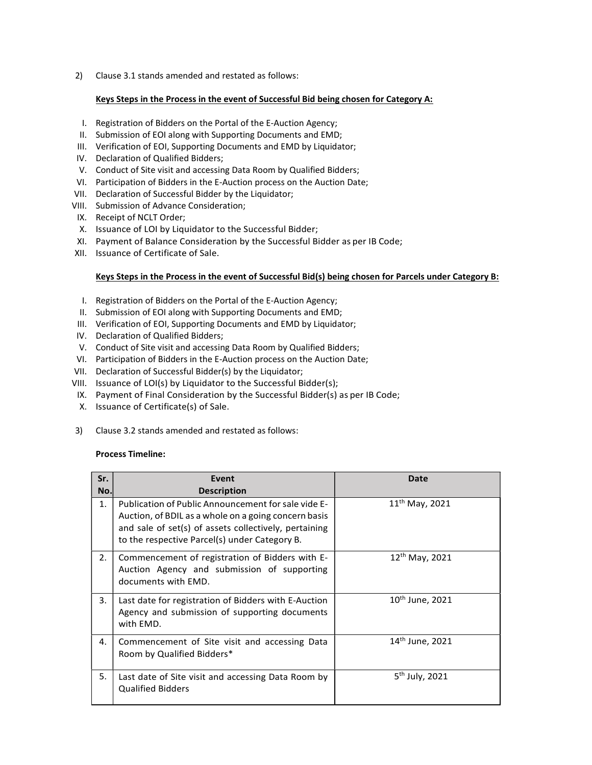2) Clause 3.1 stands amended and restated as follows:

**Keys Steps in the Process in the event of Successful Bid being chosen for Category A:**

I. Registration of Bidders on the Portal of the E-Auction Agency;
II. Submission of EOI along with Supporting Documents and EMD;
III. Verification of EOI, Supporting Documents and EMD by Liquidator;
IV. Declaration of Qualified Bidders;
V. Conduct of Site visit and accessing Data Room by Qualified Bidders;
VI. Participation of Bidders in the E-Auction process on the Auction Date;
VII. Declaration of Successful Bidder by the Liquidator;
VIII. Submission of Advance Consideration;
IX. Receipt of NCLT Order;
X. Issuance of LOI by Liquidator to the Successful Bidder;
XI. Payment of Balance Consideration by the Successful Bidder as per IB Code;
XII. Issuance of Certificate of Sale.

**Keys Steps in the Process in the event of Successful Bid(s) being chosen for Parcels under Category B:**

I. Registration of Bidders on the Portal of the E-Auction Agency;
II. Submission of EOI along with Supporting Documents and EMD;
III. Verification of EOI, Supporting Documents and EMD by Liquidator;
IV. Declaration of Qualified Bidders;
V. Conduct of Site visit and accessing Data Room by Qualified Bidders;
VI. Participation of Bidders in the E-Auction process on the Auction Date;
VII. Declaration of Successful Bidder(s) by the Liquidator;
VIII. Issuance of LOI(s) by Liquidator to the Successful Bidder(s);
IX. Payment of Final Consideration by the Successful Bidder(s) as per IB Code;
X. Issuance of Certificate(s) of Sale.

3) Clause 3.2 stands amended and restated as follows:

**Process Timeline:**

| Sr. No. | Event Description | Date |
|---|---|---|
| 1. | Publication of Public Announcement for sale vide E-Auction, of BDIL as a whole on a going concern basis and sale of set(s) of assets collectively, pertaining to the respective Parcel(s) under Category B. | 11th May, 2021 |
| 2. | Commencement of registration of Bidders with E-Auction Agency and submission of supporting documents with EMD. | 12th May, 2021 |
| 3. | Last date for registration of Bidders with E-Auction Agency and submission of supporting documents with EMD. | 10th June, 2021 |
| 4. | Commencement of Site visit and accessing Data Room by Qualified Bidders* | 14th June, 2021 |
| 5. | Last date of Site visit and accessing Data Room by Qualified Bidders | 5th July, 2021 |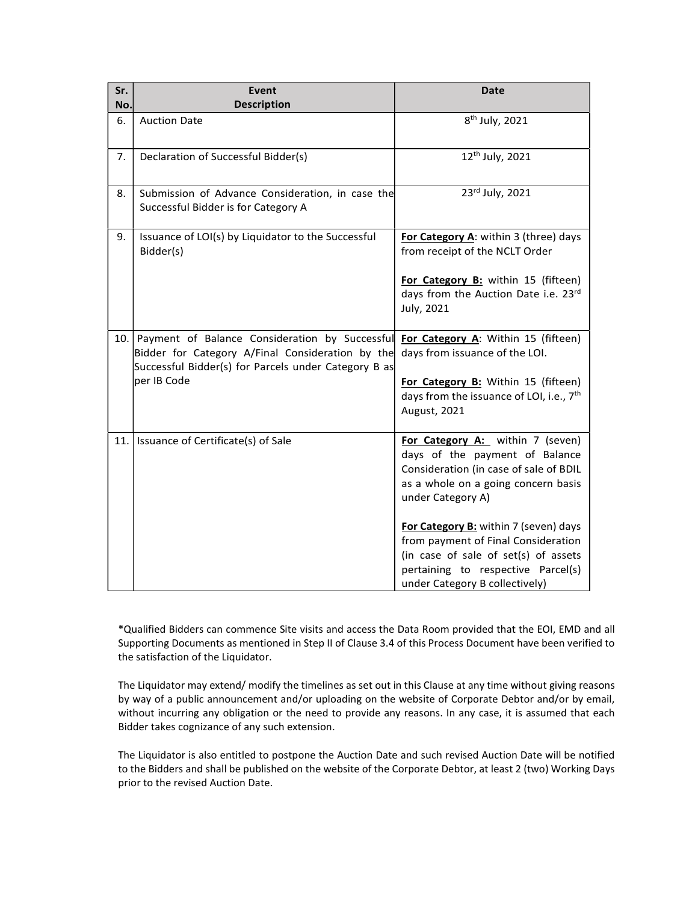| Sr. No. | Event Description | Date |
|---|---|---|
| 6. | Auction Date | 8th July, 2021 |
| 7. | Declaration of Successful Bidder(s) | 12th July, 2021 |
| 8. | Submission of Advance Consideration, in case the Successful Bidder is for Category A | 23rd July, 2021 |
| 9. | Issuance of LOI(s) by Liquidator to the Successful Bidder(s) | **For Category A**: within 3 (three) days from receipt of the NCLT Order<br><br>**For Category B:** within 15 (fifteen) days from the Auction Date i.e. 23rd July, 2021 |
| 10. | Payment of Balance Consideration by Successful Bidder for Category A/Final Consideration by the Successful Bidder(s) for Parcels under Category B as per IB Code | **For Category A**: Within 15 (fifteen) days from issuance of the LOI.<br><br>**For Category B:** Within 15 (fifteen) days from the issuance of LOI, i.e., 7th August, 2021 |
| 11. | Issuance of Certificate(s) of Sale | **For Category A:** within 7 (seven) days of the payment of Balance Consideration (in case of sale of BDIL as a whole on a going concern basis under Category A)<br><br>**For Category B:** within 7 (seven) days from payment of Final Consideration (in case of sale of set(s) of assets pertaining to respective Parcel(s) under Category B collectively) |

*Qualified Bidders can commence Site visits and access the Data Room provided that the EOI, EMD and all Supporting Documents as mentioned in Step II of Clause 3.4 of this Process Document have been verified to the satisfaction of the Liquidator.

The Liquidator may extend/ modify the timelines as set out in this Clause at any time without giving reasons by way of a public announcement and/or uploading on the website of Corporate Debtor and/or by email, without incurring any obligation or the need to provide any reasons. In any case, it is assumed that each Bidder takes cognizance of any such extension.

The Liquidator is also entitled to postpone the Auction Date and such revised Auction Date will be notified to the Bidders and shall be published on the website of the Corporate Debtor, at least 2 (two) Working Days prior to the revised Auction Date.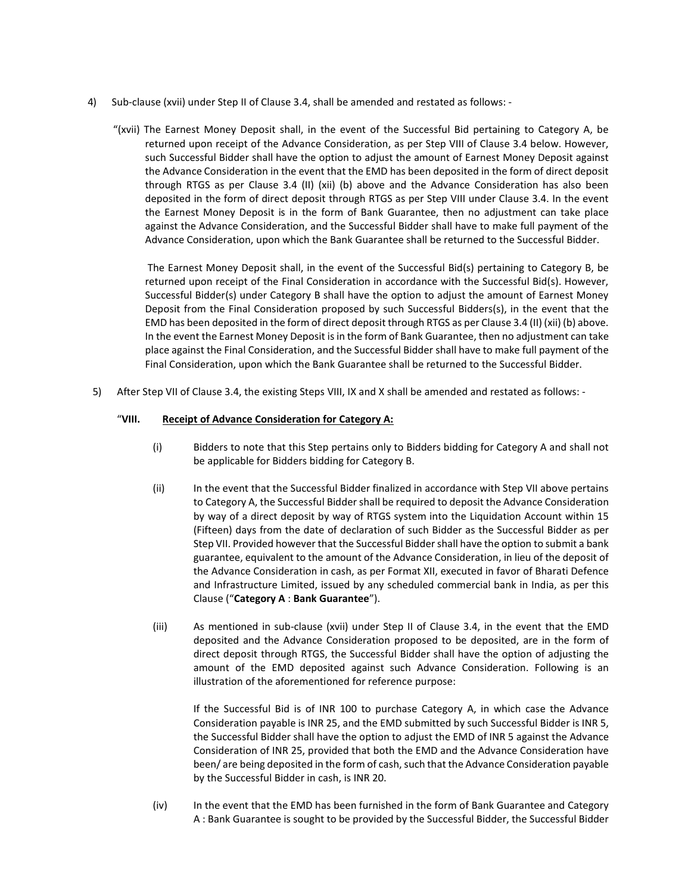4) Sub-clause (xvii) under Step II of Clause 3.4, shall be amended and restated as follows: -

"(xvii) The Earnest Money Deposit shall, in the event of the Successful Bid pertaining to Category A, be returned upon receipt of the Advance Consideration, as per Step VIII of Clause 3.4 below. However, such Successful Bidder shall have the option to adjust the amount of Earnest Money Deposit against the Advance Consideration in the event that the EMD has been deposited in the form of direct deposit through RTGS as per Clause 3.4 (II) (xii) (b) above and the Advance Consideration has also been deposited in the form of direct deposit through RTGS as per Step VIII under Clause 3.4. In the event the Earnest Money Deposit is in the form of Bank Guarantee, then no adjustment can take place against the Advance Consideration, and the Successful Bidder shall have to make full payment of the Advance Consideration, upon which the Bank Guarantee shall be returned to the Successful Bidder.

The Earnest Money Deposit shall, in the event of the Successful Bid(s) pertaining to Category B, be returned upon receipt of the Final Consideration in accordance with the Successful Bid(s). However, Successful Bidder(s) under Category B shall have the option to adjust the amount of Earnest Money Deposit from the Final Consideration proposed by such Successful Bidders(s), in the event that the EMD has been deposited in the form of direct deposit through RTGS as per Clause 3.4 (II) (xii) (b) above. In the event the Earnest Money Deposit is in the form of Bank Guarantee, then no adjustment can take place against the Final Consideration, and the Successful Bidder shall have to make full payment of the Final Consideration, upon which the Bank Guarantee shall be returned to the Successful Bidder.

5) After Step VII of Clause 3.4, the existing Steps VIII, IX and X shall be amended and restated as follows: -

"**VIII. <u>Receipt of Advance Consideration for Category A:</u>**

(i) Bidders to note that this Step pertains only to Bidders bidding for Category A and shall not be applicable for Bidders bidding for Category B.

(ii) In the event that the Successful Bidder finalized in accordance with Step VII above pertains to Category A, the Successful Bidder shall be required to deposit the Advance Consideration by way of a direct deposit by way of RTGS system into the Liquidation Account within 15 (Fifteen) days from the date of declaration of such Bidder as the Successful Bidder as per Step VII. Provided however that the Successful Bidder shall have the option to submit a bank guarantee, equivalent to the amount of the Advance Consideration, in lieu of the deposit of the Advance Consideration in cash, as per Format XII, executed in favor of Bharati Defence and Infrastructure Limited, issued by any scheduled commercial bank in India, as per this Clause ("**Category A** : **Bank Guarantee**").

(iii) As mentioned in sub-clause (xvii) under Step II of Clause 3.4, in the event that the EMD deposited and the Advance Consideration proposed to be deposited, are in the form of direct deposit through RTGS, the Successful Bidder shall have the option of adjusting the amount of the EMD deposited against such Advance Consideration. Following is an illustration of the aforementioned for reference purpose:

If the Successful Bid is of INR 100 to purchase Category A, in which case the Advance Consideration payable is INR 25, and the EMD submitted by such Successful Bidder is INR 5, the Successful Bidder shall have the option to adjust the EMD of INR 5 against the Advance Consideration of INR 25, provided that both the EMD and the Advance Consideration have been/ are being deposited in the form of cash, such that the Advance Consideration payable by the Successful Bidder in cash, is INR 20.

(iv) In the event that the EMD has been furnished in the form of Bank Guarantee and Category A : Bank Guarantee is sought to be provided by the Successful Bidder, the Successful Bidder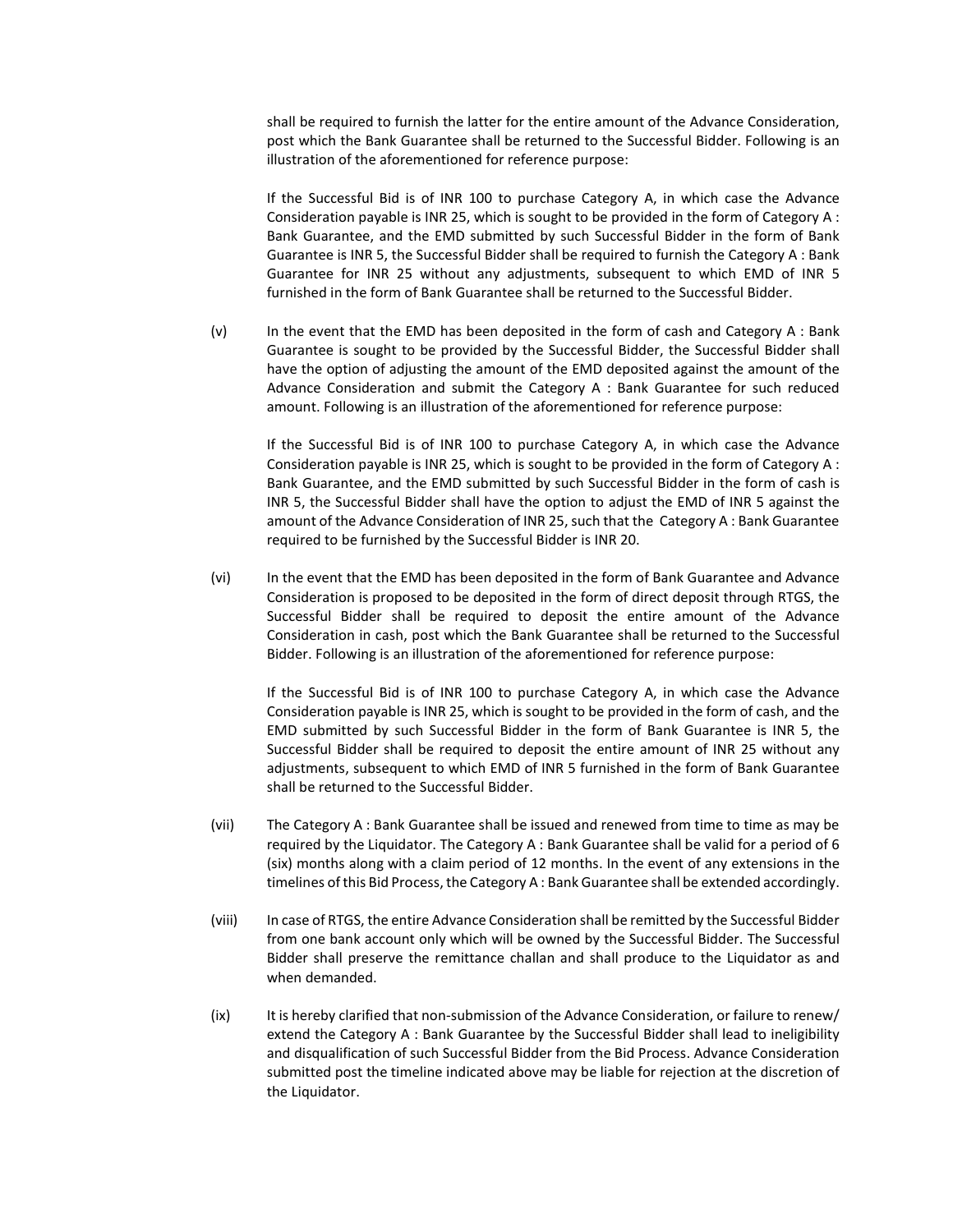shall be required to furnish the latter for the entire amount of the Advance Consideration, post which the Bank Guarantee shall be returned to the Successful Bidder. Following is an illustration of the aforementioned for reference purpose:

If the Successful Bid is of INR 100 to purchase Category A, in which case the Advance Consideration payable is INR 25, which is sought to be provided in the form of Category A : Bank Guarantee, and the EMD submitted by such Successful Bidder in the form of Bank Guarantee is INR 5, the Successful Bidder shall be required to furnish the Category A : Bank Guarantee for INR 25 without any adjustments, subsequent to which EMD of INR 5 furnished in the form of Bank Guarantee shall be returned to the Successful Bidder.

(v) In the event that the EMD has been deposited in the form of cash and Category A : Bank Guarantee is sought to be provided by the Successful Bidder, the Successful Bidder shall have the option of adjusting the amount of the EMD deposited against the amount of the Advance Consideration and submit the Category A : Bank Guarantee for such reduced amount. Following is an illustration of the aforementioned for reference purpose:

If the Successful Bid is of INR 100 to purchase Category A, in which case the Advance Consideration payable is INR 25, which is sought to be provided in the form of Category A : Bank Guarantee, and the EMD submitted by such Successful Bidder in the form of cash is INR 5, the Successful Bidder shall have the option to adjust the EMD of INR 5 against the amount of the Advance Consideration of INR 25, such that the Category A : Bank Guarantee required to be furnished by the Successful Bidder is INR 20.

(vi) In the event that the EMD has been deposited in the form of Bank Guarantee and Advance Consideration is proposed to be deposited in the form of direct deposit through RTGS, the Successful Bidder shall be required to deposit the entire amount of the Advance Consideration in cash, post which the Bank Guarantee shall be returned to the Successful Bidder. Following is an illustration of the aforementioned for reference purpose:

If the Successful Bid is of INR 100 to purchase Category A, in which case the Advance Consideration payable is INR 25, which is sought to be provided in the form of cash, and the EMD submitted by such Successful Bidder in the form of Bank Guarantee is INR 5, the Successful Bidder shall be required to deposit the entire amount of INR 25 without any adjustments, subsequent to which EMD of INR 5 furnished in the form of Bank Guarantee shall be returned to the Successful Bidder.

(vii) The Category A : Bank Guarantee shall be issued and renewed from time to time as may be required by the Liquidator. The Category A : Bank Guarantee shall be valid for a period of 6 (six) months along with a claim period of 12 months. In the event of any extensions in the timelines of this Bid Process, the Category A : Bank Guarantee shall be extended accordingly.

(viii) In case of RTGS, the entire Advance Consideration shall be remitted by the Successful Bidder from one bank account only which will be owned by the Successful Bidder. The Successful Bidder shall preserve the remittance challan and shall produce to the Liquidator as and when demanded.

(ix) It is hereby clarified that non-submission of the Advance Consideration, or failure to renew/ extend the Category A : Bank Guarantee by the Successful Bidder shall lead to ineligibility and disqualification of such Successful Bidder from the Bid Process. Advance Consideration submitted post the timeline indicated above may be liable for rejection at the discretion of the Liquidator.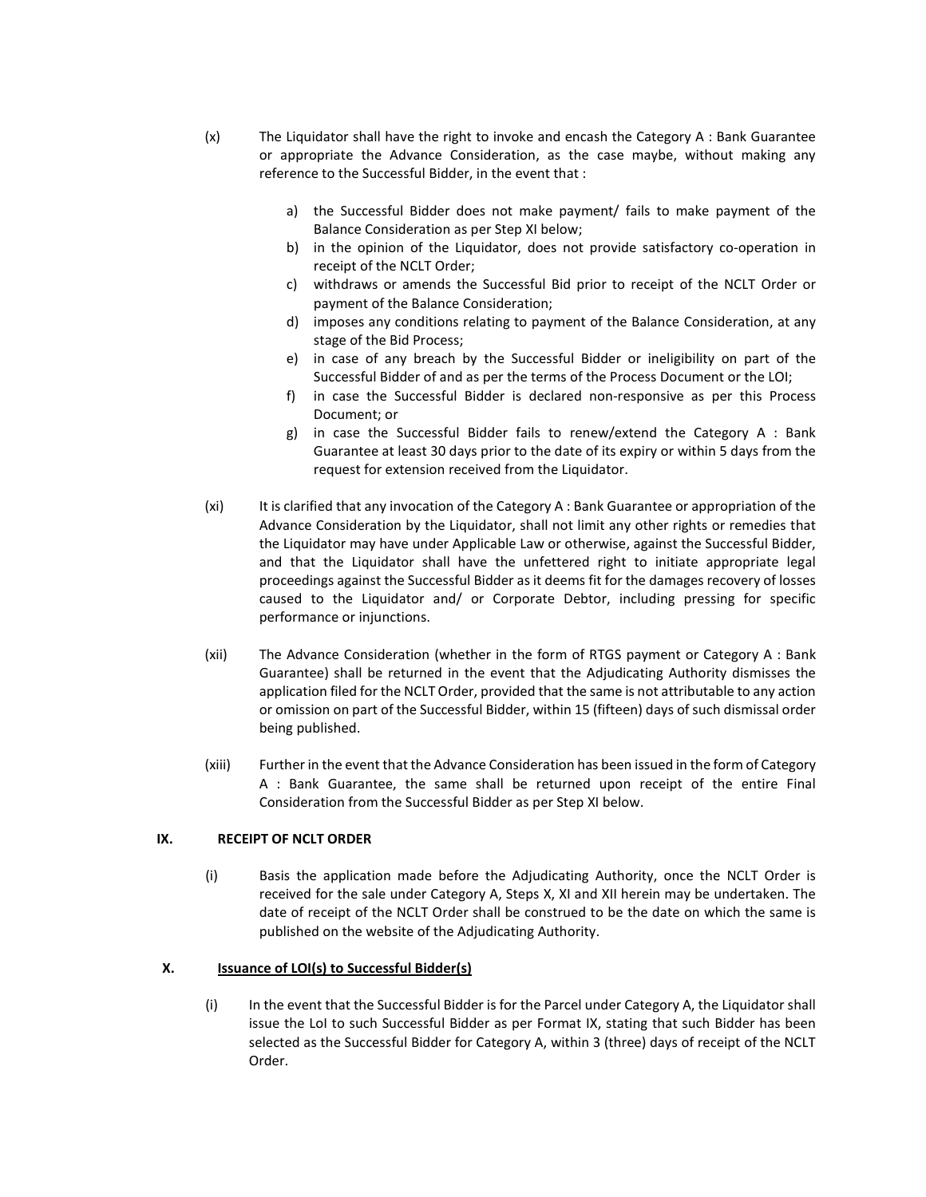(x) The Liquidator shall have the right to invoke and encash the Category A : Bank Guarantee or appropriate the Advance Consideration, as the case maybe, without making any reference to the Successful Bidder, in the event that :

a) the Successful Bidder does not make payment/ fails to make payment of the Balance Consideration as per Step XI below;
b) in the opinion of the Liquidator, does not provide satisfactory co-operation in receipt of the NCLT Order;
c) withdraws or amends the Successful Bid prior to receipt of the NCLT Order or payment of the Balance Consideration;
d) imposes any conditions relating to payment of the Balance Consideration, at any stage of the Bid Process;
e) in case of any breach by the Successful Bidder or ineligibility on part of the Successful Bidder of and as per the terms of the Process Document or the LOI;
f) in case the Successful Bidder is declared non-responsive as per this Process Document; or
g) in case the Successful Bidder fails to renew/extend the Category A : Bank Guarantee at least 30 days prior to the date of its expiry or within 5 days from the request for extension received from the Liquidator.

(xi) It is clarified that any invocation of the Category A : Bank Guarantee or appropriation of the Advance Consideration by the Liquidator, shall not limit any other rights or remedies that the Liquidator may have under Applicable Law or otherwise, against the Successful Bidder, and that the Liquidator shall have the unfettered right to initiate appropriate legal proceedings against the Successful Bidder as it deems fit for the damages recovery of losses caused to the Liquidator and/ or Corporate Debtor, including pressing for specific performance or injunctions.

(xii) The Advance Consideration (whether in the form of RTGS payment or Category A : Bank Guarantee) shall be returned in the event that the Adjudicating Authority dismisses the application filed for the NCLT Order, provided that the same is not attributable to any action or omission on part of the Successful Bidder, within 15 (fifteen) days of such dismissal order being published.

(xiii) Further in the event that the Advance Consideration has been issued in the form of Category A : Bank Guarantee, the same shall be returned upon receipt of the entire Final Consideration from the Successful Bidder as per Step XI below.

## IX. RECEIPT OF NCLT ORDER

(i) Basis the application made before the Adjudicating Authority, once the NCLT Order is received for the sale under Category A, Steps X, XI and XII herein may be undertaken. The date of receipt of the NCLT Order shall be construed to be the date on which the same is published on the website of the Adjudicating Authority.

## X. <u>Issuance of LOI(s) to Successful Bidder(s)</u>

(i) In the event that the Successful Bidder is for the Parcel under Category A, the Liquidator shall issue the LoI to such Successful Bidder as per Format IX, stating that such Bidder has been selected as the Successful Bidder for Category A, within 3 (three) days of receipt of the NCLT Order.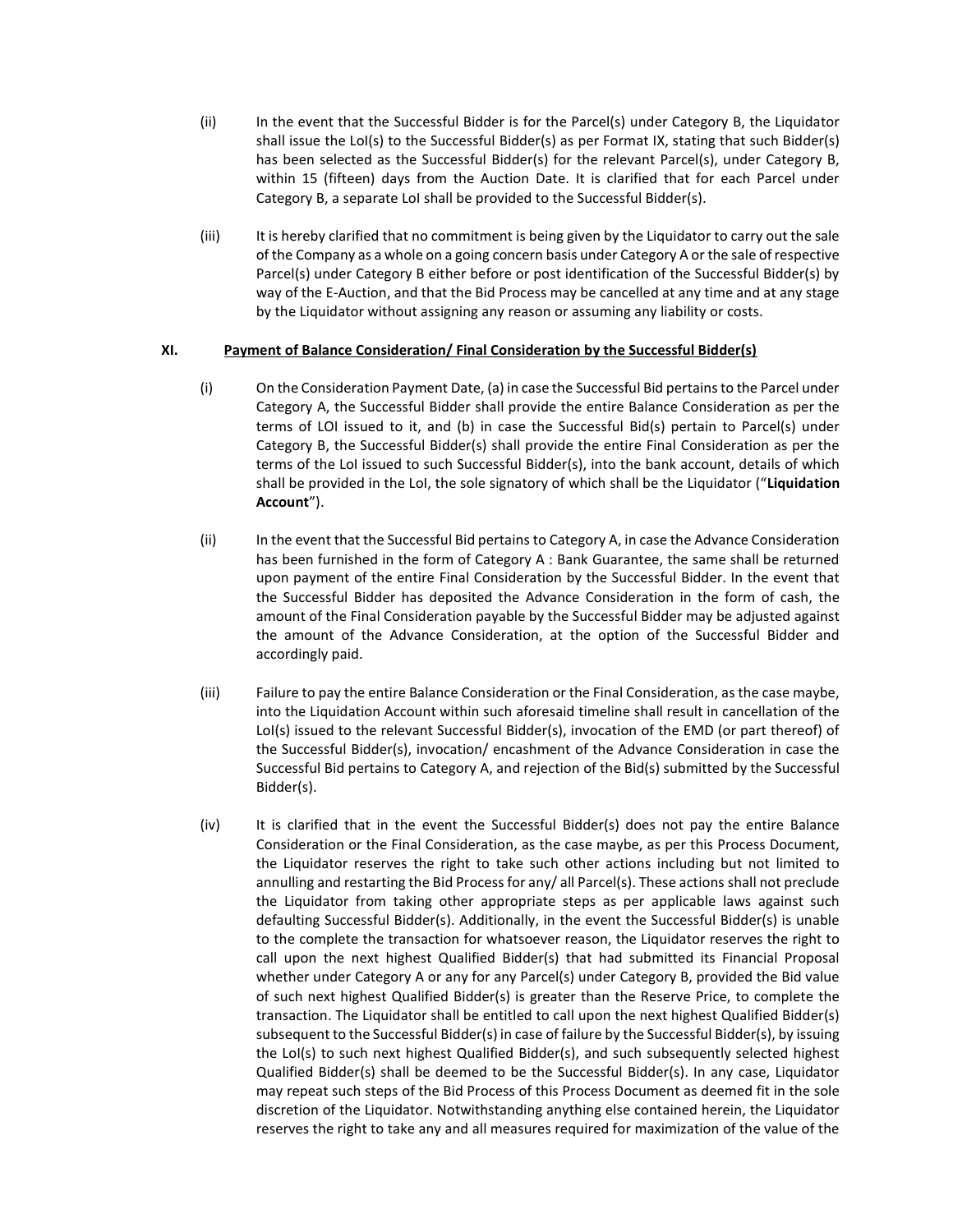(ii) In the event that the Successful Bidder is for the Parcel(s) under Category B, the Liquidator shall issue the LoI(s) to the Successful Bidder(s) as per Format IX, stating that such Bidder(s) has been selected as the Successful Bidder(s) for the relevant Parcel(s), under Category B, within 15 (fifteen) days from the Auction Date. It is clarified that for each Parcel under Category B, a separate LoI shall be provided to the Successful Bidder(s).

(iii) It is hereby clarified that no commitment is being given by the Liquidator to carry out the sale of the Company as a whole on a going concern basis under Category A or the sale of respective Parcel(s) under Category B either before or post identification of the Successful Bidder(s) by way of the E-Auction, and that the Bid Process may be cancelled at any time and at any stage by the Liquidator without assigning any reason or assuming any liability or costs.

## XI. <u>Payment of Balance Consideration/ Final Consideration by the Successful Bidder(s)</u>

(i) On the Consideration Payment Date, (a) in case the Successful Bid pertains to the Parcel under Category A, the Successful Bidder shall provide the entire Balance Consideration as per the terms of LOI issued to it, and (b) in case the Successful Bid(s) pertain to Parcel(s) under Category B, the Successful Bidder(s) shall provide the entire Final Consideration as per the terms of the LoI issued to such Successful Bidder(s), into the bank account, details of which shall be provided in the LoI, the sole signatory of which shall be the Liquidator ("**Liquidation Account**").

(ii) In the event that the Successful Bid pertains to Category A, in case the Advance Consideration has been furnished in the form of Category A : Bank Guarantee, the same shall be returned upon payment of the entire Final Consideration by the Successful Bidder. In the event that the Successful Bidder has deposited the Advance Consideration in the form of cash, the amount of the Final Consideration payable by the Successful Bidder may be adjusted against the amount of the Advance Consideration, at the option of the Successful Bidder and accordingly paid.

(iii) Failure to pay the entire Balance Consideration or the Final Consideration, as the case maybe, into the Liquidation Account within such aforesaid timeline shall result in cancellation of the LoI(s) issued to the relevant Successful Bidder(s), invocation of the EMD (or part thereof) of the Successful Bidder(s), invocation/ encashment of the Advance Consideration in case the Successful Bid pertains to Category A, and rejection of the Bid(s) submitted by the Successful Bidder(s).

(iv) It is clarified that in the event the Successful Bidder(s) does not pay the entire Balance Consideration or the Final Consideration, as the case maybe, as per this Process Document, the Liquidator reserves the right to take such other actions including but not limited to annulling and restarting the Bid Process for any/ all Parcel(s). These actions shall not preclude the Liquidator from taking other appropriate steps as per applicable laws against such defaulting Successful Bidder(s). Additionally, in the event the Successful Bidder(s) is unable to the complete the transaction for whatsoever reason, the Liquidator reserves the right to call upon the next highest Qualified Bidder(s) that had submitted its Financial Proposal whether under Category A or any for any Parcel(s) under Category B, provided the Bid value of such next highest Qualified Bidder(s) is greater than the Reserve Price, to complete the transaction. The Liquidator shall be entitled to call upon the next highest Qualified Bidder(s) subsequent to the Successful Bidder(s) in case of failure by the Successful Bidder(s), by issuing the LoI(s) to such next highest Qualified Bidder(s), and such subsequently selected highest Qualified Bidder(s) shall be deemed to be the Successful Bidder(s). In any case, Liquidator may repeat such steps of the Bid Process of this Process Document as deemed fit in the sole discretion of the Liquidator. Notwithstanding anything else contained herein, the Liquidator reserves the right to take any and all measures required for maximization of the value of the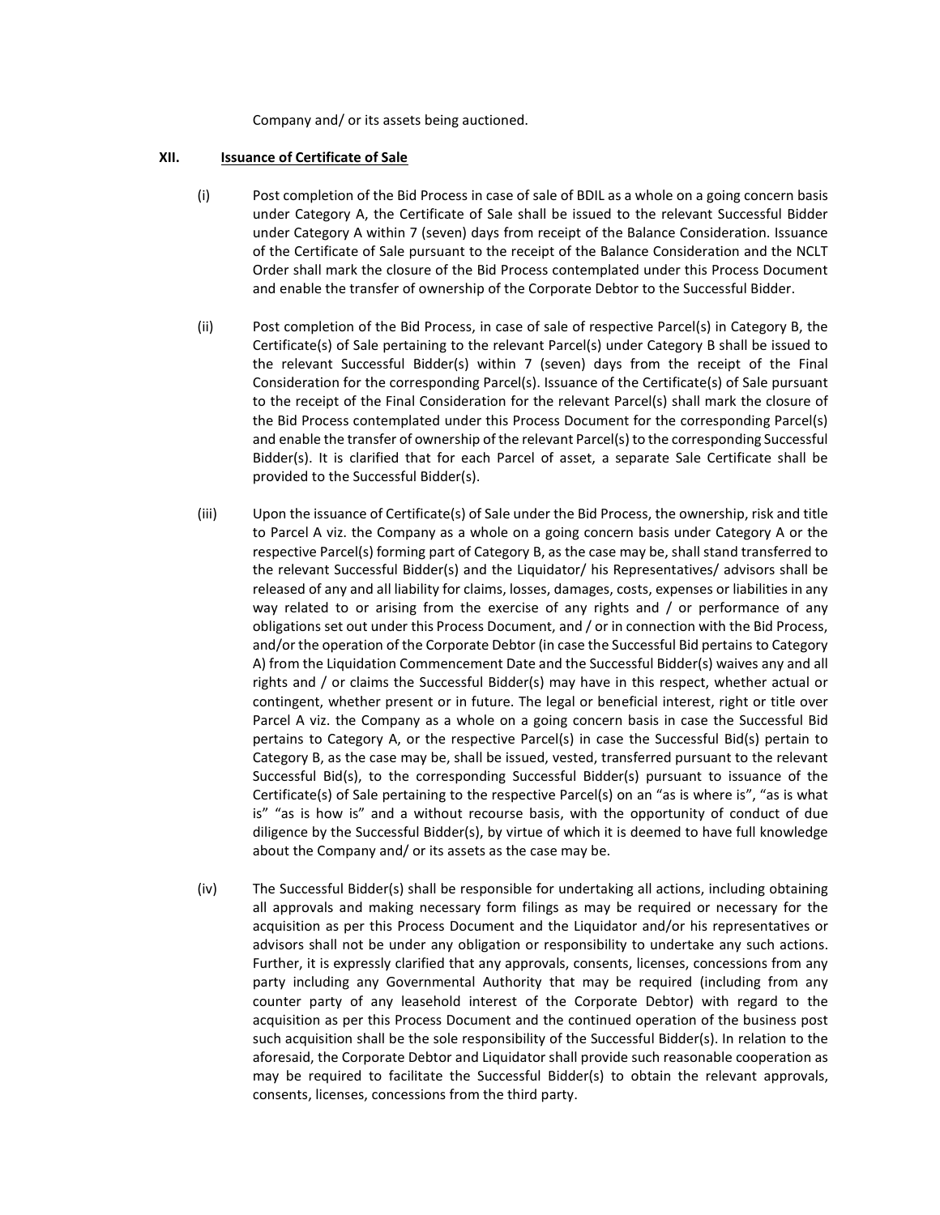Company and/ or its assets being auctioned.

## XII. Issuance of Certificate of Sale

(i) Post completion of the Bid Process in case of sale of BDIL as a whole on a going concern basis under Category A, the Certificate of Sale shall be issued to the relevant Successful Bidder under Category A within 7 (seven) days from receipt of the Balance Consideration. Issuance of the Certificate of Sale pursuant to the receipt of the Balance Consideration and the NCLT Order shall mark the closure of the Bid Process contemplated under this Process Document and enable the transfer of ownership of the Corporate Debtor to the Successful Bidder.

(ii) Post completion of the Bid Process, in case of sale of respective Parcel(s) in Category B, the Certificate(s) of Sale pertaining to the relevant Parcel(s) under Category B shall be issued to the relevant Successful Bidder(s) within 7 (seven) days from the receipt of the Final Consideration for the corresponding Parcel(s). Issuance of the Certificate(s) of Sale pursuant to the receipt of the Final Consideration for the relevant Parcel(s) shall mark the closure of the Bid Process contemplated under this Process Document for the corresponding Parcel(s) and enable the transfer of ownership of the relevant Parcel(s) to the corresponding Successful Bidder(s). It is clarified that for each Parcel of asset, a separate Sale Certificate shall be provided to the Successful Bidder(s).

(iii) Upon the issuance of Certificate(s) of Sale under the Bid Process, the ownership, risk and title to Parcel A viz. the Company as a whole on a going concern basis under Category A or the respective Parcel(s) forming part of Category B, as the case may be, shall stand transferred to the relevant Successful Bidder(s) and the Liquidator/ his Representatives/ advisors shall be released of any and all liability for claims, losses, damages, costs, expenses or liabilities in any way related to or arising from the exercise of any rights and / or performance of any obligations set out under this Process Document, and / or in connection with the Bid Process, and/or the operation of the Corporate Debtor (in case the Successful Bid pertains to Category A) from the Liquidation Commencement Date and the Successful Bidder(s) waives any and all rights and / or claims the Successful Bidder(s) may have in this respect, whether actual or contingent, whether present or in future. The legal or beneficial interest, right or title over Parcel A viz. the Company as a whole on a going concern basis in case the Successful Bid pertains to Category A, or the respective Parcel(s) in case the Successful Bid(s) pertain to Category B, as the case may be, shall be issued, vested, transferred pursuant to the relevant Successful Bid(s), to the corresponding Successful Bidder(s) pursuant to issuance of the Certificate(s) of Sale pertaining to the respective Parcel(s) on an "as is where is", "as is what is" "as is how is" and a without recourse basis, with the opportunity of conduct of due diligence by the Successful Bidder(s), by virtue of which it is deemed to have full knowledge about the Company and/ or its assets as the case may be.

(iv) The Successful Bidder(s) shall be responsible for undertaking all actions, including obtaining all approvals and making necessary form filings as may be required or necessary for the acquisition as per this Process Document and the Liquidator and/or his representatives or advisors shall not be under any obligation or responsibility to undertake any such actions. Further, it is expressly clarified that any approvals, consents, licenses, concessions from any party including any Governmental Authority that may be required (including from any counter party of any leasehold interest of the Corporate Debtor) with regard to the acquisition as per this Process Document and the continued operation of the business post such acquisition shall be the sole responsibility of the Successful Bidder(s). In relation to the aforesaid, the Corporate Debtor and Liquidator shall provide such reasonable cooperation as may be required to facilitate the Successful Bidder(s) to obtain the relevant approvals, consents, licenses, concessions from the third party.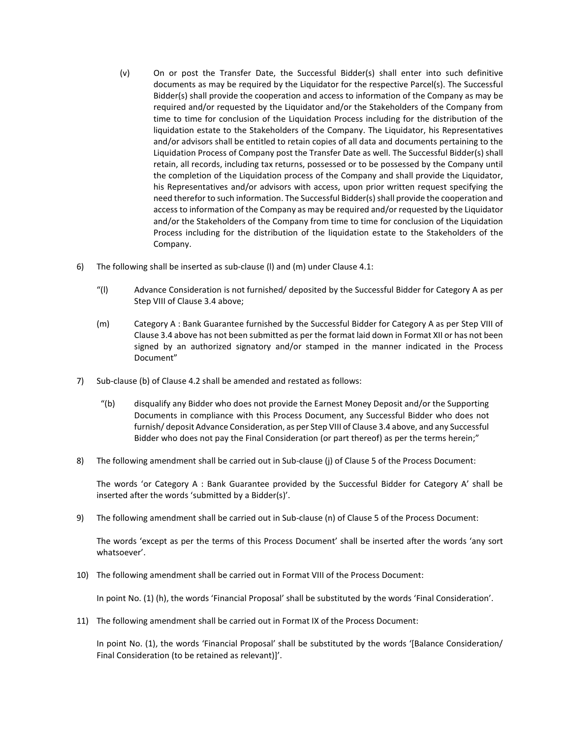(v) On or post the Transfer Date, the Successful Bidder(s) shall enter into such definitive documents as may be required by the Liquidator for the respective Parcel(s). The Successful Bidder(s) shall provide the cooperation and access to information of the Company as may be required and/or requested by the Liquidator and/or the Stakeholders of the Company from time to time for conclusion of the Liquidation Process including for the distribution of the liquidation estate to the Stakeholders of the Company. The Liquidator, his Representatives and/or advisors shall be entitled to retain copies of all data and documents pertaining to the Liquidation Process of Company post the Transfer Date as well. The Successful Bidder(s) shall retain, all records, including tax returns, possessed or to be possessed by the Company until the completion of the Liquidation process of the Company and shall provide the Liquidator, his Representatives and/or advisors with access, upon prior written request specifying the need therefor to such information. The Successful Bidder(s) shall provide the cooperation and access to information of the Company as may be required and/or requested by the Liquidator and/or the Stakeholders of the Company from time to time for conclusion of the Liquidation Process including for the distribution of the liquidation estate to the Stakeholders of the Company.

6) The following shall be inserted as sub-clause (l) and (m) under Clause 4.1:

"(l) Advance Consideration is not furnished/ deposited by the Successful Bidder for Category A as per Step VIII of Clause 3.4 above;

(m) Category A : Bank Guarantee furnished by the Successful Bidder for Category A as per Step VIII of Clause 3.4 above has not been submitted as per the format laid down in Format XII or has not been signed by an authorized signatory and/or stamped in the manner indicated in the Process Document"

7) Sub-clause (b) of Clause 4.2 shall be amended and restated as follows:

"(b) disqualify any Bidder who does not provide the Earnest Money Deposit and/or the Supporting Documents in compliance with this Process Document, any Successful Bidder who does not furnish/ deposit Advance Consideration, as per Step VIII of Clause 3.4 above, and any Successful Bidder who does not pay the Final Consideration (or part thereof) as per the terms herein;"

8) The following amendment shall be carried out in Sub-clause (j) of Clause 5 of the Process Document:

The words 'or Category A : Bank Guarantee provided by the Successful Bidder for Category A' shall be inserted after the words 'submitted by a Bidder(s)'.

9) The following amendment shall be carried out in Sub-clause (n) of Clause 5 of the Process Document:

The words 'except as per the terms of this Process Document' shall be inserted after the words 'any sort whatsoever'.

10) The following amendment shall be carried out in Format VIII of the Process Document:

In point No. (1) (h), the words 'Financial Proposal' shall be substituted by the words 'Final Consideration'.

11) The following amendment shall be carried out in Format IX of the Process Document:

In point No. (1), the words 'Financial Proposal' shall be substituted by the words '[Balance Consideration/ Final Consideration (to be retained as relevant)]'.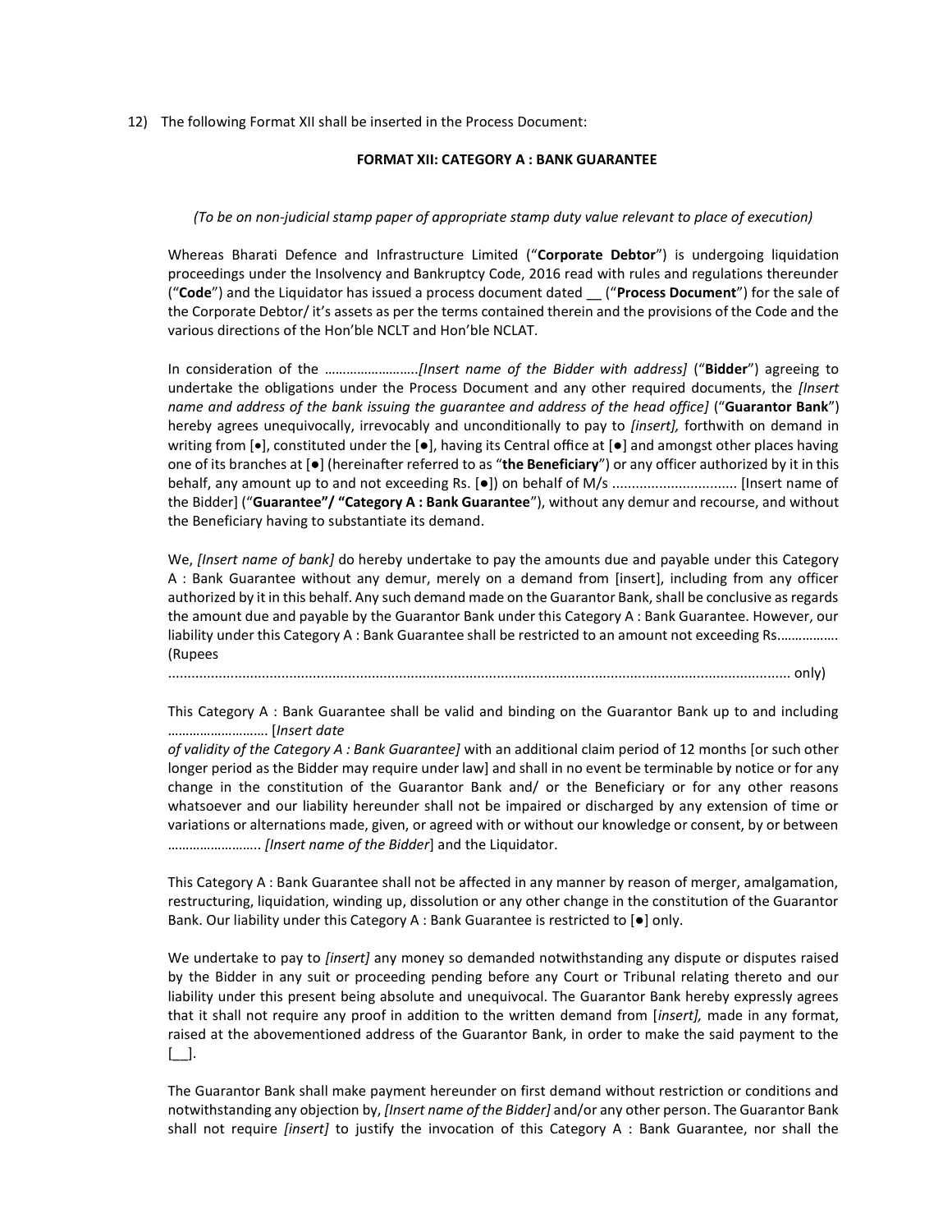12) The following Format XII shall be inserted in the Process Document:

**FORMAT XII: CATEGORY A : BANK GUARANTEE**

*(To be on non-judicial stamp paper of appropriate stamp duty value relevant to place of execution)*

Whereas Bharati Defence and Infrastructure Limited ("**Corporate Debtor**") is undergoing liquidation proceedings under the Insolvency and Bankruptcy Code, 2016 read with rules and regulations thereunder ("**Code**") and the Liquidator has issued a process document dated __ ("**Process Document**") for the sale of the Corporate Debtor/ it's assets as per the terms contained therein and the provisions of the Code and the various directions of the Hon'ble NCLT and Hon'ble NCLAT.

In consideration of the …………………….*[Insert name of the Bidder with address]* ("**Bidder**") agreeing to undertake the obligations under the Process Document and any other required documents, the *[Insert name and address of the bank issuing the guarantee and address of the head office]* ("**Guarantor Bank**") hereby agrees unequivocally, irrevocably and unconditionally to pay to *[insert],* forthwith on demand in writing from [●], constituted under the [●], having its Central office at [●] and amongst other places having one of its branches at [●] (hereinafter referred to as "**the Beneficiary**") or any officer authorized by it in this behalf, any amount up to and not exceeding Rs. [●]) on behalf of M/s ............................... [Insert name of the Bidder] ("**Guarantee"/ "Category A : Bank Guarantee**"), without any demur and recourse, and without the Beneficiary having to substantiate its demand.

We, *[Insert name of bank]* do hereby undertake to pay the amounts due and payable under this Category A : Bank Guarantee without any demur, merely on a demand from [insert], including from any officer authorized by it in this behalf. Any such demand made on the Guarantor Bank, shall be conclusive as regards the amount due and payable by the Guarantor Bank under this Category A : Bank Guarantee. However, our liability under this Category A : Bank Guarantee shall be restricted to an amount not exceeding Rs.……………. (Rupees ............................................................................................................................................... only)

This Category A : Bank Guarantee shall be valid and binding on the Guarantor Bank up to and including ……………………… [*Insert date of validity of the Category A : Bank Guarantee]* with an additional claim period of 12 months [or such other longer period as the Bidder may require under law] and shall in no event be terminable by notice or for any change in the constitution of the Guarantor Bank and/ or the Beneficiary or for any other reasons whatsoever and our liability hereunder shall not be impaired or discharged by any extension of time or variations or alternations made, given, or agreed with or without our knowledge or consent, by or between ……………………. *[Insert name of the Bidder*] and the Liquidator.

This Category A : Bank Guarantee shall not be affected in any manner by reason of merger, amalgamation, restructuring, liquidation, winding up, dissolution or any other change in the constitution of the Guarantor Bank. Our liability under this Category A : Bank Guarantee is restricted to [●] only.

We undertake to pay to *[insert]* any money so demanded notwithstanding any dispute or disputes raised by the Bidder in any suit or proceeding pending before any Court or Tribunal relating thereto and our liability under this present being absolute and unequivocal. The Guarantor Bank hereby expressly agrees that it shall not require any proof in addition to the written demand from [*insert],* made in any format, raised at the abovementioned address of the Guarantor Bank, in order to make the said payment to the [__].

The Guarantor Bank shall make payment hereunder on first demand without restriction or conditions and notwithstanding any objection by, *[Insert name of the Bidder]* and/or any other person. The Guarantor Bank shall not require *[insert]* to justify the invocation of this Category A : Bank Guarantee, nor shall the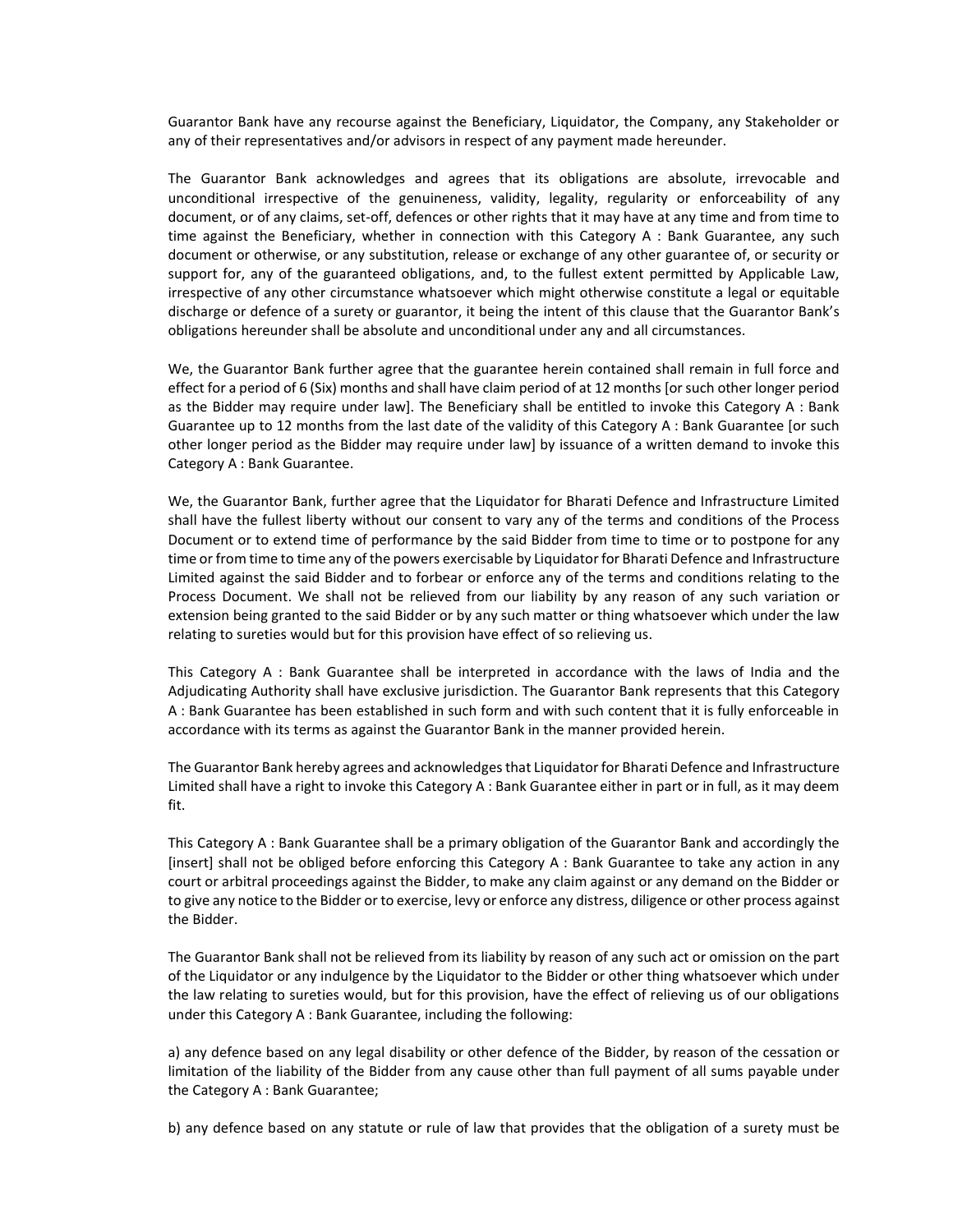Guarantor Bank have any recourse against the Beneficiary, Liquidator, the Company, any Stakeholder or any of their representatives and/or advisors in respect of any payment made hereunder.

The Guarantor Bank acknowledges and agrees that its obligations are absolute, irrevocable and unconditional irrespective of the genuineness, validity, legality, regularity or enforceability of any document, or of any claims, set-off, defences or other rights that it may have at any time and from time to time against the Beneficiary, whether in connection with this Category A : Bank Guarantee, any such document or otherwise, or any substitution, release or exchange of any other guarantee of, or security or support for, any of the guaranteed obligations, and, to the fullest extent permitted by Applicable Law, irrespective of any other circumstance whatsoever which might otherwise constitute a legal or equitable discharge or defence of a surety or guarantor, it being the intent of this clause that the Guarantor Bank's obligations hereunder shall be absolute and unconditional under any and all circumstances.

We, the Guarantor Bank further agree that the guarantee herein contained shall remain in full force and effect for a period of 6 (Six) months and shall have claim period of at 12 months [or such other longer period as the Bidder may require under law]. The Beneficiary shall be entitled to invoke this Category A : Bank Guarantee up to 12 months from the last date of the validity of this Category A : Bank Guarantee [or such other longer period as the Bidder may require under law] by issuance of a written demand to invoke this Category A : Bank Guarantee.

We, the Guarantor Bank, further agree that the Liquidator for Bharati Defence and Infrastructure Limited shall have the fullest liberty without our consent to vary any of the terms and conditions of the Process Document or to extend time of performance by the said Bidder from time to time or to postpone for any time or from time to time any of the powers exercisable by Liquidator for Bharati Defence and Infrastructure Limited against the said Bidder and to forbear or enforce any of the terms and conditions relating to the Process Document. We shall not be relieved from our liability by any reason of any such variation or extension being granted to the said Bidder or by any such matter or thing whatsoever which under the law relating to sureties would but for this provision have effect of so relieving us.

This Category A : Bank Guarantee shall be interpreted in accordance with the laws of India and the Adjudicating Authority shall have exclusive jurisdiction. The Guarantor Bank represents that this Category A : Bank Guarantee has been established in such form and with such content that it is fully enforceable in accordance with its terms as against the Guarantor Bank in the manner provided herein.

The Guarantor Bank hereby agrees and acknowledges that Liquidator for Bharati Defence and Infrastructure Limited shall have a right to invoke this Category A : Bank Guarantee either in part or in full, as it may deem fit.

This Category A : Bank Guarantee shall be a primary obligation of the Guarantor Bank and accordingly the [insert] shall not be obliged before enforcing this Category A : Bank Guarantee to take any action in any court or arbitral proceedings against the Bidder, to make any claim against or any demand on the Bidder or to give any notice to the Bidder or to exercise, levy or enforce any distress, diligence or other process against the Bidder.

The Guarantor Bank shall not be relieved from its liability by reason of any such act or omission on the part of the Liquidator or any indulgence by the Liquidator to the Bidder or other thing whatsoever which under the law relating to sureties would, but for this provision, have the effect of relieving us of our obligations under this Category A : Bank Guarantee, including the following:

a) any defence based on any legal disability or other defence of the Bidder, by reason of the cessation or limitation of the liability of the Bidder from any cause other than full payment of all sums payable under the Category A : Bank Guarantee;

b) any defence based on any statute or rule of law that provides that the obligation of a surety must be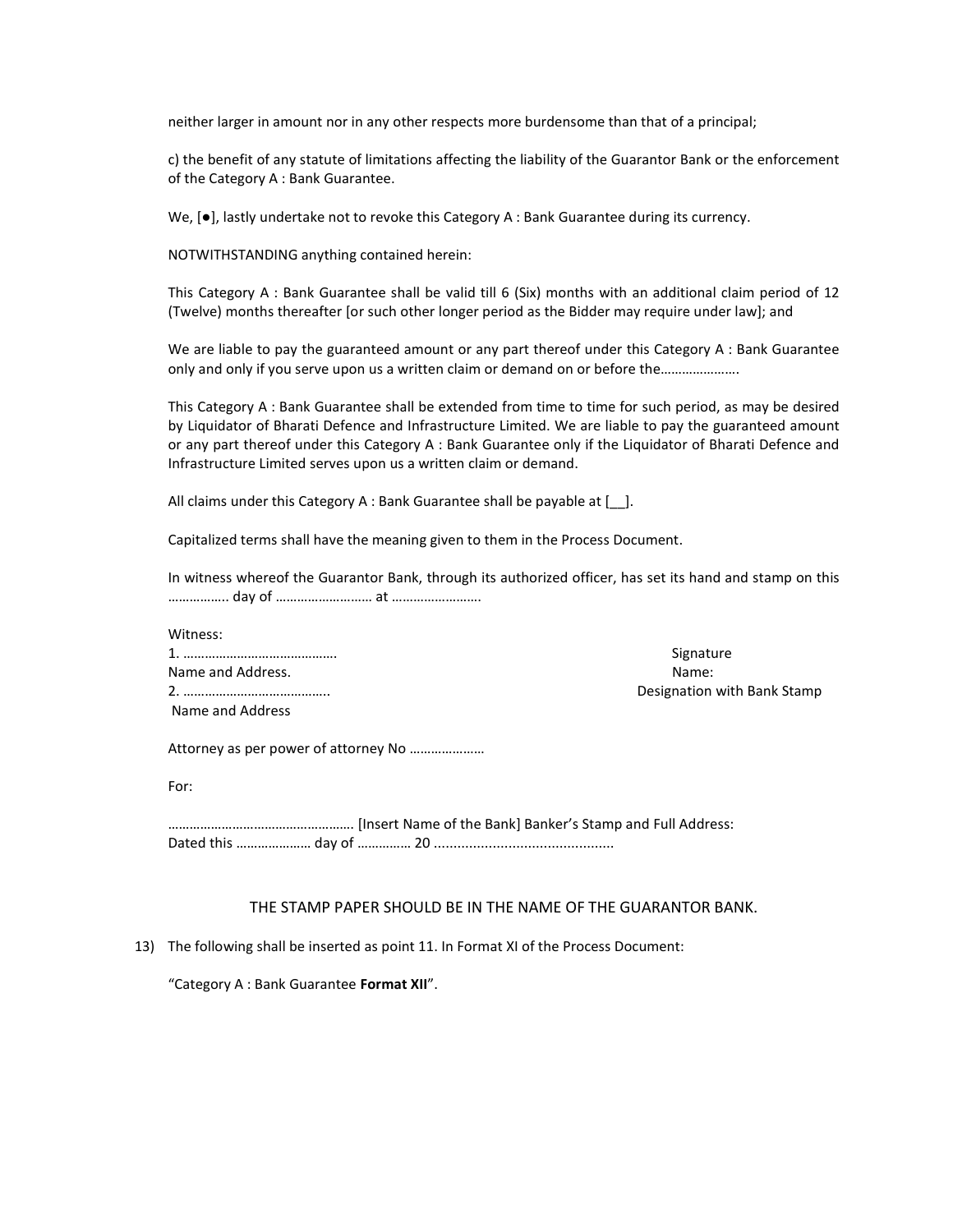neither larger in amount nor in any other respects more burdensome than that of a principal;

c) the benefit of any statute of limitations affecting the liability of the Guarantor Bank or the enforcement of the Category A : Bank Guarantee.

We, [●], lastly undertake not to revoke this Category A : Bank Guarantee during its currency.

NOTWITHSTANDING anything contained herein:

This Category A : Bank Guarantee shall be valid till 6 (Six) months with an additional claim period of 12 (Twelve) months thereafter [or such other longer period as the Bidder may require under law]; and

We are liable to pay the guaranteed amount or any part thereof under this Category A : Bank Guarantee only and only if you serve upon us a written claim or demand on or before the…………………

This Category A : Bank Guarantee shall be extended from time to time for such period, as may be desired by Liquidator of Bharati Defence and Infrastructure Limited. We are liable to pay the guaranteed amount or any part thereof under this Category A : Bank Guarantee only if the Liquidator of Bharati Defence and Infrastructure Limited serves upon us a written claim or demand.

All claims under this Category A : Bank Guarantee shall be payable at [__].

Capitalized terms shall have the meaning given to them in the Process Document.

In witness whereof the Guarantor Bank, through its authorized officer, has set its hand and stamp on this …………….. day of ……………………… at …………………….

Witness:

1. …………………………………….
Name and Address.

2. …………………………………..
Name and Address

Signature
Name:
Designation with Bank Stamp

Attorney as per power of attorney No …………………

For:

……………………………………………. [Insert Name of the Bank] Banker's Stamp and Full Address:
Dated this ………………… day of …………… 20 ..............................................

THE STAMP PAPER SHOULD BE IN THE NAME OF THE GUARANTOR BANK.

13) The following shall be inserted as point 11. In Format XI of the Process Document:

"Category A : Bank Guarantee **Format XII**".